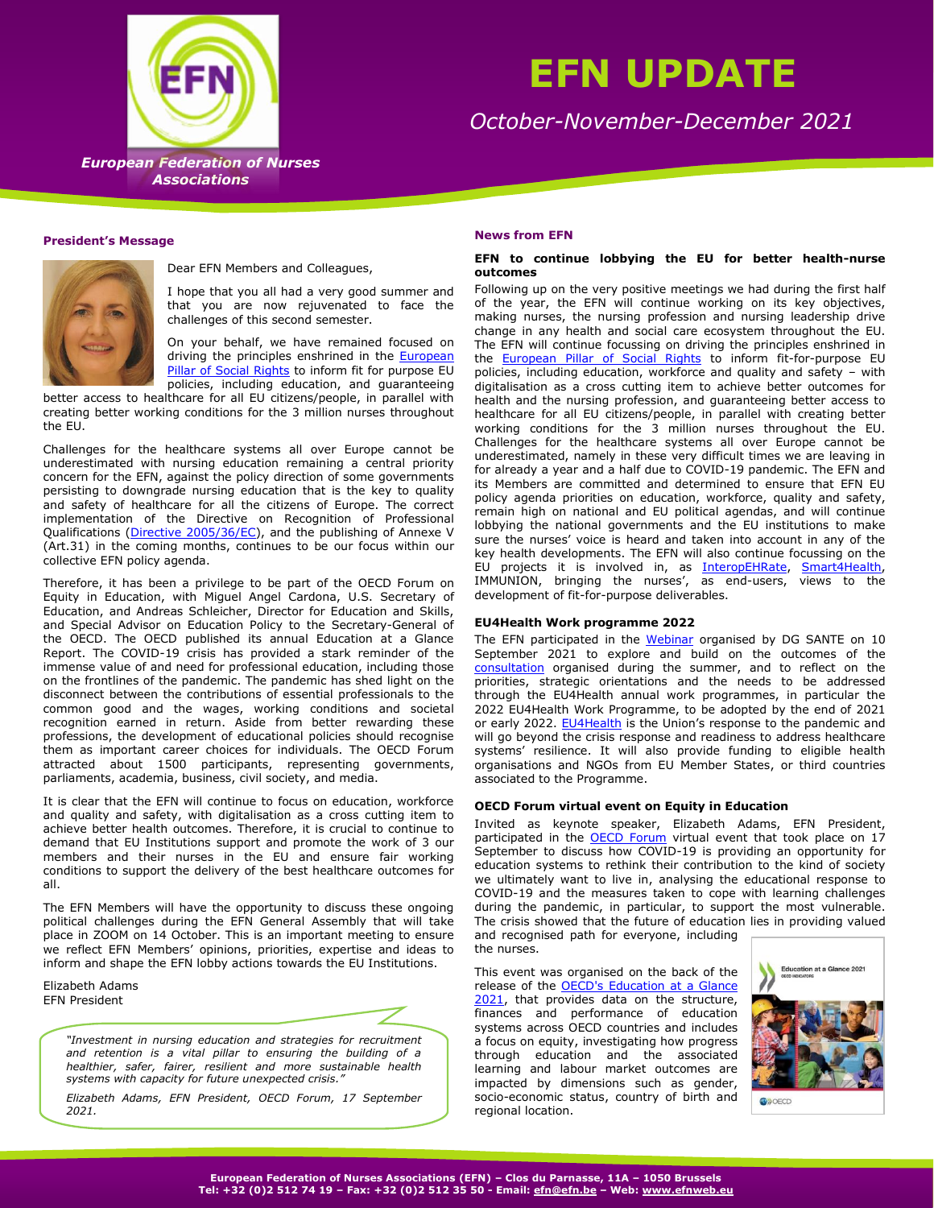# EFN UPDATE

*October-November-December 2021*

***European Federation of Nurses Associations***

## President's Message

Dear EFN Members and Colleagues,

I hope that you all had a very good summer and that you are now rejuvenated to face the challenges of this second semester.

On your behalf, we have remained focused on driving the principles enshrined in the European Pillar of Social Rights to inform fit for purpose EU policies, including education, and guaranteeing better access to healthcare for all EU citizens/people, in parallel with creating better working conditions for the 3 million nurses throughout the EU.

Challenges for the healthcare systems all over Europe cannot be underestimated with nursing education remaining a central priority concern for the EFN, against the policy direction of some governments persisting to downgrade nursing education that is the key to quality and safety of healthcare for all the citizens of Europe. The correct implementation of the Directive on Recognition of Professional Qualifications (Directive 2005/36/EC), and the publishing of Annexe V (Art.31) in the coming months, continues to be our focus within our collective EFN policy agenda.

Therefore, it has been a privilege to be part of the OECD Forum on Equity in Education, with Miguel Angel Cardona, U.S. Secretary of Education, and Andreas Schleicher, Director for Education and Skills, and Special Advisor on Education Policy to the Secretary-General of the OECD. The OECD published its annual Education at a Glance Report. The COVID-19 crisis has provided a stark reminder of the immense value of and need for professional education, including those on the frontlines of the pandemic. The pandemic has shed light on the disconnect between the contributions of essential professionals to the common good and the wages, working conditions and societal recognition earned in return. Aside from better rewarding these professions, the development of educational policies should recognise them as important career choices for individuals. The OECD Forum attracted about 1500 participants, representing governments, parliaments, academia, business, civil society, and media.

It is clear that the EFN will continue to focus on education, workforce and quality and safety, with digitalisation as a cross cutting item to achieve better health outcomes. Therefore, it is crucial to continue to demand that EU Institutions support and promote the work of 3 our members and their nurses in the EU and ensure fair working conditions to support the delivery of the best healthcare outcomes for all.

The EFN Members will have the opportunity to discuss these ongoing political challenges during the EFN General Assembly that will take place in ZOOM on 14 October. This is an important meeting to ensure we reflect EFN Members' opinions, priorities, expertise and ideas to inform and shape the EFN lobby actions towards the EU Institutions.

Elizabeth Adams
EFN President

> *"Investment in nursing education and strategies for recruitment and retention is a vital pillar to ensuring the building of a healthier, safer, fairer, resilient and more sustainable health systems with capacity for future unexpected crisis."*
>
> *Elizabeth Adams, EFN President, OECD Forum, 17 September 2021.*

## News from EFN

### EFN to continue lobbying the EU for better health-nurse outcomes

Following up on the very positive meetings we had during the first half of the year, the EFN will continue working on its key objectives, making nurses, the nursing profession and nursing leadership drive change in any health and social care ecosystem throughout the EU. The EFN will continue focussing on driving the principles enshrined in the European Pillar of Social Rights to inform fit-for-purpose EU policies, including education, workforce and quality and safety – with digitalisation as a cross cutting item to achieve better outcomes for health and the nursing profession, and guaranteeing better access to healthcare for all EU citizens/people, in parallel with creating better working conditions for the 3 million nurses throughout the EU. Challenges for the healthcare systems all over Europe cannot be underestimated, namely in these very difficult times we are leaving in for already a year and a half due to COVID-19 pandemic. The EFN and its Members are committed and determined to ensure that EFN EU policy agenda priorities on education, workforce, quality and safety, remain high on national and EU political agendas, and will continue lobbying the national governments and the EU institutions to make sure the nurses' voice is heard and taken into account in any of the key health developments. The EFN will also continue focussing on the EU projects it is involved in, as InteropEHRate, Smart4Health, IMMUNION, bringing the nurses', as end-users, views to the development of fit-for-purpose deliverables.

### EU4Health Work programme 2022

The EFN participated in the Webinar organised by DG SANTE on 10 September 2021 to explore and build on the outcomes of the consultation organised during the summer, and to reflect on the priorities, strategic orientations and the needs to be addressed through the EU4Health annual work programmes, in particular the 2022 EU4Health Work Programme, to be adopted by the end of 2021 or early 2022. EU4Health is the Union's response to the pandemic and will go beyond the crisis response and readiness to address healthcare systems' resilience. It will also provide funding to eligible health organisations and NGOs from EU Member States, or third countries associated to the Programme.

### OECD Forum virtual event on Equity in Education

Invited as keynote speaker, Elizabeth Adams, EFN President, participated in the OECD Forum virtual event that took place on 17 September to discuss how COVID-19 is providing an opportunity for education systems to rethink their contribution to the kind of society we ultimately want to live in, analysing the educational response to COVID-19 and the measures taken to cope with learning challenges during the pandemic, in particular, to support the most vulnerable. The crisis showed that the future of education lies in providing valued and recognised path for everyone, including the nurses.

This event was organised on the back of the release of the OECD's Education at a Glance 2021, that provides data on the structure, finances and performance of education systems across OECD countries and includes a focus on equity, investigating how progress through education and the associated learning and labour market outcomes are impacted by dimensions such as gender, socio-economic status, country of birth and regional location.

European Federation of Nurses Associations (EFN) – Clos du Parnasse, 11A – 1050 Brussels
Tel: +32 (0)2 512 74 19 – Fax: +32 (0)2 512 35 50 - Email: efn@efn.be – Web: www.efnweb.eu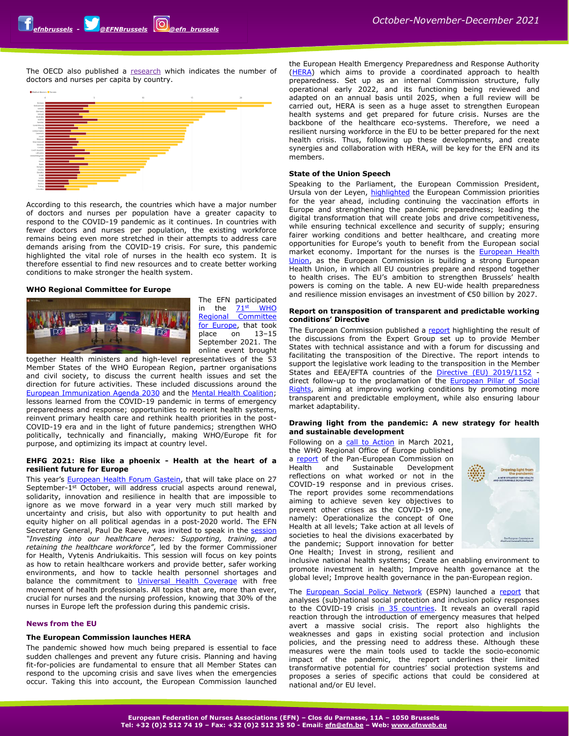The OECD also published a research which indicates the number of doctors and nurses per capita by country.

According to this research, the countries which have a major number of doctors and nurses per population have a greater capacity to respond to the COVID-19 pandemic as it continues. In countries with fewer doctors and nurses per population, the existing workforce remains being even more stretched in their attempts to address care demands arising from the COVID-19 crisis. For sure, this pandemic highlighted the vital role of nurses in the health eco system. It is therefore essential to find new resources and to create better working conditions to make stronger the health system.

### WHO Regional Committee for Europe

The EFN participated in the 71st WHO Regional Committee for Europe, that took place on 13–15 September 2021. The online event brought together Health ministers and high-level representatives of the 53 Member States of the WHO European Region, partner organisations and civil society, to discuss the current health issues and set the direction for future activities. These included discussions around the European Immunization Agenda 2030 and the Mental Health Coalition; lessons learned from the COVID-19 pandemic in terms of emergency preparedness and response; opportunities to reorient health systems, reinvent primary health care and rethink health priorities in the post-COVID-19 era and in the light of future pandemics; strengthen WHO politically, technically and financially, making WHO/Europe fit for purpose, and optimizing its impact at country level.

### EHFG 2021: Rise like a phoenix - Health at the heart of a resilient future for Europe

This year's European Health Forum Gastein, that will take place on 27 September-1st October, will address crucial aspects around renewal, solidarity, innovation and resilience in health that are impossible to ignore as we move forward in a year very much still marked by uncertainty and crisis, but also with opportunity to put health and equity higher on all political agendas in a post-2020 world. The EFN Secretary General, Paul De Raeve, was invited to speak in the session *"Investing into our healthcare heroes: Supporting, training, and retaining the healthcare workforce"*, led by the former Commissioner for Health, Vytenis Andriukaitis. This session will focus on key points as how to retain healthcare workers and provide better, safer working environments, and how to tackle health personnel shortages and balance the commitment to Universal Health Coverage with free movement of health professionals. All topics that are, more than ever, crucial for nurses and the nursing profession, knowing that 30% of the nurses in Europe left the profession during this pandemic crisis.

## News from the EU

### The European Commission launches HERA

The pandemic showed how much being prepared is essential to face sudden challenges and prevent any future crisis. Planning and having fit-for-policies are fundamental to ensure that all Member States can respond to the upcoming crisis and save lives when the emergencies occur. Taking this into account, the European Commission launched the European Health Emergency Preparedness and Response Authority (HERA) which aims to provide a coordinated approach to health preparedness. Set up as an internal Commission structure, fully operational early 2022, and its functioning being reviewed and adapted on an annual basis until 2025, when a full review will be carried out, HERA is seen as a huge asset to strengthen European health systems and get prepared for future crisis. Nurses are the backbone of the healthcare eco-systems. Therefore, we need a resilient nursing workforce in the EU to be better prepared for the next health crisis. Thus, following up these developments, and create synergies and collaboration with HERA, will be key for the EFN and its members.

### State of the Union Speech

Speaking to the Parliament, the European Commission President, Ursula von der Leyen, highlighted the European Commission priorities for the year ahead, including continuing the vaccination efforts in Europe and strengthening the pandemic preparedness; leading the digital transformation that will create jobs and drive competitiveness, while ensuring technical excellence and security of supply; ensuring fairer working conditions and better healthcare, and creating more opportunities for Europe's youth to benefit from the European social market economy. Important for the nurses is the European Health Union, as the European Commission is building a strong European Health Union, in which all EU countries prepare and respond together to health crises. The EU's ambition to strengthen Brussels' health powers is coming on the table. A new EU-wide health preparedness and resilience mission envisages an investment of €50 billion by 2027.

### Report on transposition of transparent and predictable working conditions' Directive

The European Commission published a report highlighting the result of the discussions from the Expert Group set up to provide Member States with technical assistance and with a forum for discussing and facilitating the transposition of the Directive. The report intends to support the legislative work leading to the transposition in the Member States and EEA/EFTA countries of the Directive (EU) 2019/1152 - direct follow-up to the proclamation of the European Pillar of Social Rights, aiming at improving working conditions by promoting more transparent and predictable employment, while also ensuring labour market adaptability.

### Drawing light from the pandemic: A new strategy for health and sustainable development

Following on a call to Action in March 2021, the WHO Regional Office of Europe published a report of the Pan-European Commission on Health and Sustainable Development reflections on what worked or not in the COVID-19 response and in previous crises. The report provides some recommendations aiming to achieve seven key objectives to prevent other crises as the COVID-19 one, namely: Operationalize the concept of One Health at all levels; Take action at all levels of societies to heal the divisions exacerbated by the pandemic; Support innovation for better One Health; Invest in strong, resilient and inclusive national health systems; Create an enabling environment to promote investment in health; Improve health governance at the global level; Improve health governance in the pan-European region.

The European Social Policy Network (ESPN) launched a report that analyses (sub)national social protection and inclusion policy responses to the COVID-19 crisis in 35 countries. It reveals an overall rapid reaction through the introduction of emergency measures that helped avert a massive social crisis. The report also highlights the weaknesses and gaps in existing social protection and inclusion policies, and the pressing need to address these. Although these measures were the main tools used to tackle the socio-economic impact of the pandemic, the report underlines their limited transformative potential for countries' social protection systems and proposes a series of specific actions that could be considered at national and/or EU level.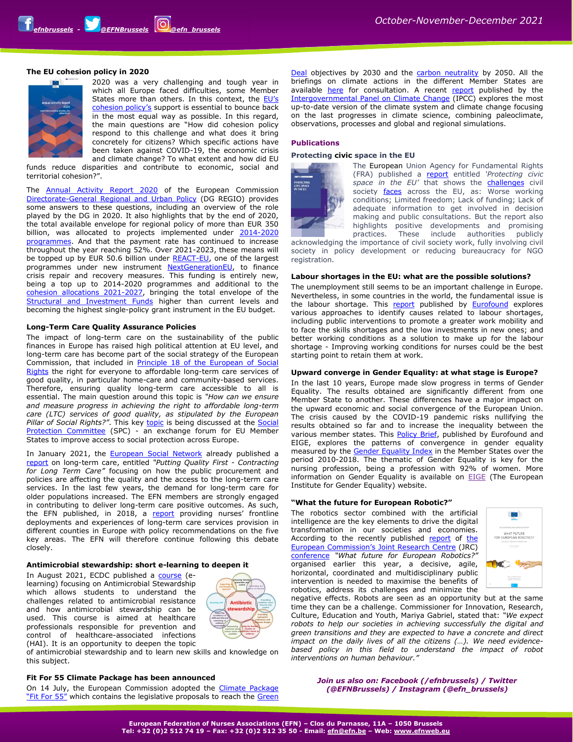## The EU cohesion policy in 2020

2020 was a very challenging and tough year in which all Europe faced difficulties, some Member States more than others. In this context, the EU's cohesion policy's support is essential to bounce back in the most equal way as possible. In this regard, the main questions are "How did cohesion policy respond to this challenge and what does it bring concretely for citizens? Which specific actions have been taken against COVID-19, the economic crisis and climate change? To what extent and how did EU funds reduce disparities and contribute to economic, social and territorial cohesion?".

The Annual Activity Report 2020 of the European Commission Directorate-General Regional and Urban Policy (DG REGIO) provides some answers to these questions, including an overview of the role played by the DG in 2020. It also highlights that by the end of 2020, the total available envelope for regional policy of more than EUR 350 billion, was allocated to projects implemented under 2014-2020 programmes. And that the payment rate has continued to increase throughout the year reaching 52%. Over 2021-2023, these means will be topped up by EUR 50.6 billion under REACT-EU, one of the largest programmes under new instrument NextGenerationEU, to finance crisis repair and recovery measures. This funding is entirely new, being a top up to 2014-2020 programmes and additional to the cohesion allocations 2021-2027, bringing the total envelope of the Structural and Investment Funds higher than current levels and becoming the highest single-policy grant instrument in the EU budget.

## Long-Term Care Quality Assurance Policies

The impact of long-term care on the sustainability of the public finances in Europe has raised high political attention at EU level, and long-term care has become part of the social strategy of the European Commission, that included in Principle 18 of the European of Social Rights the right for everyone to affordable long-term care services of good quality, in particular home-care and community-based services. Therefore, ensuring quality long-term care accessible to all is essential. The main question around this topic is *"How can we ensure and measure progress in achieving the right to affordable long-term care (LTC) services of good quality, as stipulated by the European Pillar of Social Rights?"*. This key topic is being discussed at the Social Protection Committee (SPC) - an exchange forum for EU Member States to improve access to social protection across Europe.

In January 2021, the European Social Network already published a report on long-term care, entitled *"Putting Quality First - Contracting for Long Term Care"* focusing on how the public procurement and policies are affecting the quality and the access to the long-term care services. In the last few years, the demand for long-term care for older populations increased. The EFN members are strongly engaged in contributing to deliver long-term care positive outcomes. As such, the EFN published, in 2018, a report providing nurses' frontline deployments and experiences of long-term care services provision in different counties in Europe with policy recommendations on the five key areas. The EFN will therefore continue following this debate closely.

## Antimicrobial stewardship: short e-learning to deepen it

In August 2021, ECDC published a course (e-learning) focusing on Antimicrobial Stewardship which allows students to understand the challenges related to antimicrobial resistance and how antimicrobial stewardship can be used. This course is aimed at healthcare professionals responsible for prevention and control of healthcare-associated infections (HAI). It is an opportunity to deepen the topic of antimicrobial stewardship and to learn new skills and knowledge on this subject.

## Fit For 55 Climate Package has been announced

On 14 July, the European Commission adopted the Climate Package "Fit For 55" which contains the legislative proposals to reach the Green Deal objectives by 2030 and the carbon neutrality by 2050. All the briefings on climate actions in the different Member States are available here for consultation. A recent report published by the Intergovernmental Panel on Climate Change (IPCC) explores the most up-to-date version of the climate system and climate change focusing on the last progresses in climate science, combining paleoclimate, observations, processes and global and regional simulations.

## Publications

### Protecting civic space in the EU

The European Union Agency for Fundamental Rights (FRA) published a report entitled *'Protecting civic space in the EU'* that shows the challenges civil society faces across the EU, as: Worse working conditions; Limited freedom; Lack of funding; Lack of adequate information to get involved in decision making and public consultations. But the report also highlights positive developments and promising practices. These include authorities publicly acknowledging the importance of civil society work, fully involving civil society in policy development or reducing bureaucracy for NGO registration.

### Labour shortages in the EU: what are the possible solutions?

The unemployment still seems to be an important challenge in Europe. Nevertheless, in some countries in the world, the fundamental issue is the labour shortage. This report published by Eurofound explores various approaches to identify causes related to labour shortages, including public interventions to promote a greater work mobility and to face the skills shortages and the low investments in new ones; and better working conditions as a solution to make up for the labour shortage - Improving working conditions for nurses could be the best starting point to retain them at work.

### Upward converge in Gender Equality: at what stage is Europe?

In the last 10 years, Europe made slow progress in terms of Gender Equality. The results obtained are significantly different from one Member State to another. These differences have a major impact on the upward economic and social convergence of the European Union. The crisis caused by the COVID-19 pandemic risks nullifying the results obtained so far and to increase the inequality between the various member states. This Policy Brief, published by Eurofound and EIGE, explores the patterns of convergence in gender equality measured by the Gender Equality Index in the Member States over the period 2010-2018. The thematic of Gender Equality is key for the nursing profession, being a profession with 92% of women. More information on Gender Equality is available on EIGE (The European Institute for Gender Equality) website.

### "What the future for European Robotic?"

The robotics sector combined with the artificial intelligence are the key elements to drive the digital transformation in our societies and economies. According to the recently published report of the European Commission's Joint Research Centre (JRC) conference *"What future for European Robotics?"* organised earlier this year, a decisive, agile, horizontal, coordinated and multidisciplinary public intervention is needed to maximise the benefits of robotics, address its challenges and minimize the negative effects. Robots are seen as an opportunity but at the same time they can be a challenge. Commissioner for Innovation, Research, Culture, Education and Youth, Mariya Gabriel, stated that: *"We expect robots to help our societies in achieving successfully the digital and green transitions and they are expected to have a concrete and direct impact on the daily lives of all the citizens (…). We need evidence-based policy in this field to understand the impact of robot interventions on human behaviour."*

***Join us also on: Facebook (/efnbrussels) / Twitter (@EFNBrussels) / Instagram (@efn_brussels)***